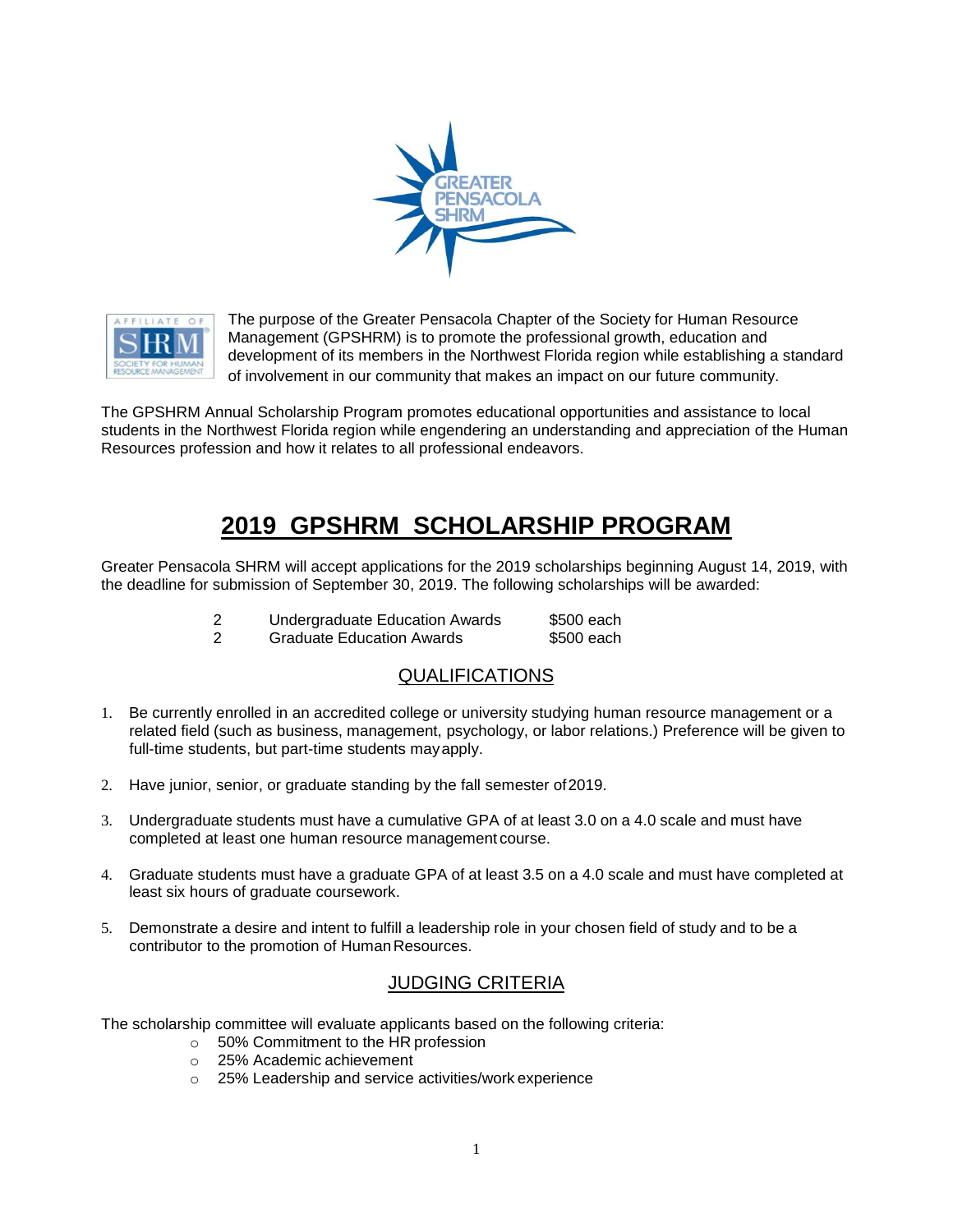The purpose of the Greater Pensacola Chapter of the Society for Human Resource Management (GPSHRM) is to promote the professional growth, education and development of its members in the Northwest Florida region while establishing a standard of involvement in our community that makes an impact on our future community.

The GPSHRM Annual Scholarship Program promotes educational opportunities and assistance to local students in the Northwest Florida region while engendering an understanding and appreciation of the Human Resources profession and how it relates to all professional endeavors.

# 2019 GPSHRM SCHOLARSHIP PROGRAM

Greater Pensacola SHRM will accept applications for the 2019 scholarships beginning August 14, 2019, with the deadline for submission of September 30, 2019. The following scholarships will be awarded:

| | | |
|---|---|---|
| 2 | Undergraduate Education Awards | $500 each |
| 2 | Graduate Education Awards | $500 each |

## QUALIFICATIONS

1. Be currently enrolled in an accredited college or university studying human resource management or a related field (such as business, management, psychology, or labor relations.) Preference will be given to full-time students, but part-time students may apply.

2. Have junior, senior, or graduate standing by the fall semester of 2019.

3. Undergraduate students must have a cumulative GPA of at least 3.0 on a 4.0 scale and must have completed at least one human resource management course.

4. Graduate students must have a graduate GPA of at least 3.5 on a 4.0 scale and must have completed at least six hours of graduate coursework.

5. Demonstrate a desire and intent to fulfill a leadership role in your chosen field of study and to be a contributor to the promotion of Human Resources.

## JUDGING CRITERIA

The scholarship committee will evaluate applicants based on the following criteria:

- 50% Commitment to the HR profession
- 25% Academic achievement
- 25% Leadership and service activities/work experience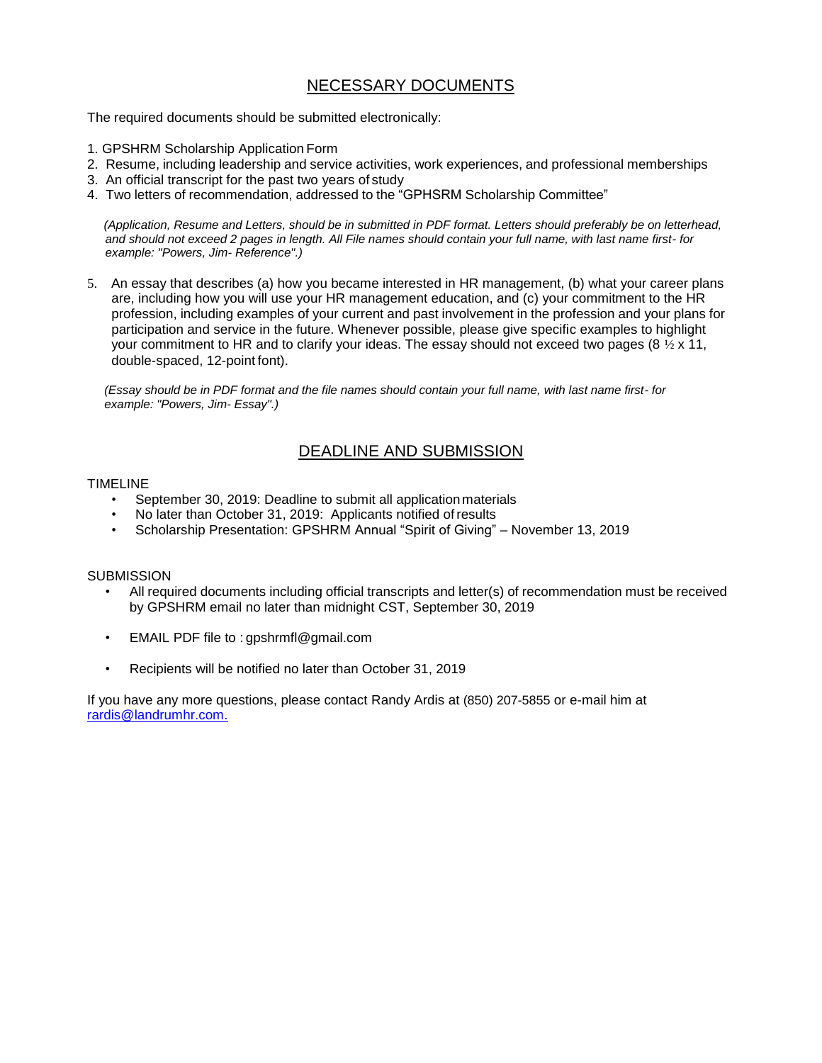## NECESSARY DOCUMENTS

The required documents should be submitted electronically:

1. GPSHRM Scholarship Application Form
2. Resume, including leadership and service activities, work experiences, and professional memberships
3. An official transcript for the past two years of study
4. Two letters of recommendation, addressed to the "GPHSRM Scholarship Committee"

*(Application, Resume and Letters, should be in submitted in PDF format. Letters should preferably be on letterhead, and should not exceed 2 pages in length. All File names should contain your full name, with last name first- for example: "Powers, Jim- Reference".)*

5. An essay that describes (a) how you became interested in HR management, (b) what your career plans are, including how you will use your HR management education, and (c) your commitment to the HR profession, including examples of your current and past involvement in the profession and your plans for participation and service in the future. Whenever possible, please give specific examples to highlight your commitment to HR and to clarify your ideas. The essay should not exceed two pages (8 ½ x 11, double-spaced, 12-point font).

*(Essay should be in PDF format and the file names should contain your full name, with last name first- for example: "Powers, Jim- Essay".)*

## DEADLINE AND SUBMISSION

TIMELINE

- September 30, 2019: Deadline to submit all application materials
- No later than October 31, 2019: Applicants notified of results
- Scholarship Presentation: GPSHRM Annual "Spirit of Giving" – November 13, 2019

SUBMISSION

- All required documents including official transcripts and letter(s) of recommendation must be received by GPSHRM email no later than midnight CST, September 30, 2019
- EMAIL PDF file to : gpshrmfl@gmail.com
- Recipients will be notified no later than October 31, 2019

If you have any more questions, please contact Randy Ardis at (850) 207-5855 or e-mail him at rardis@landrumhr.com.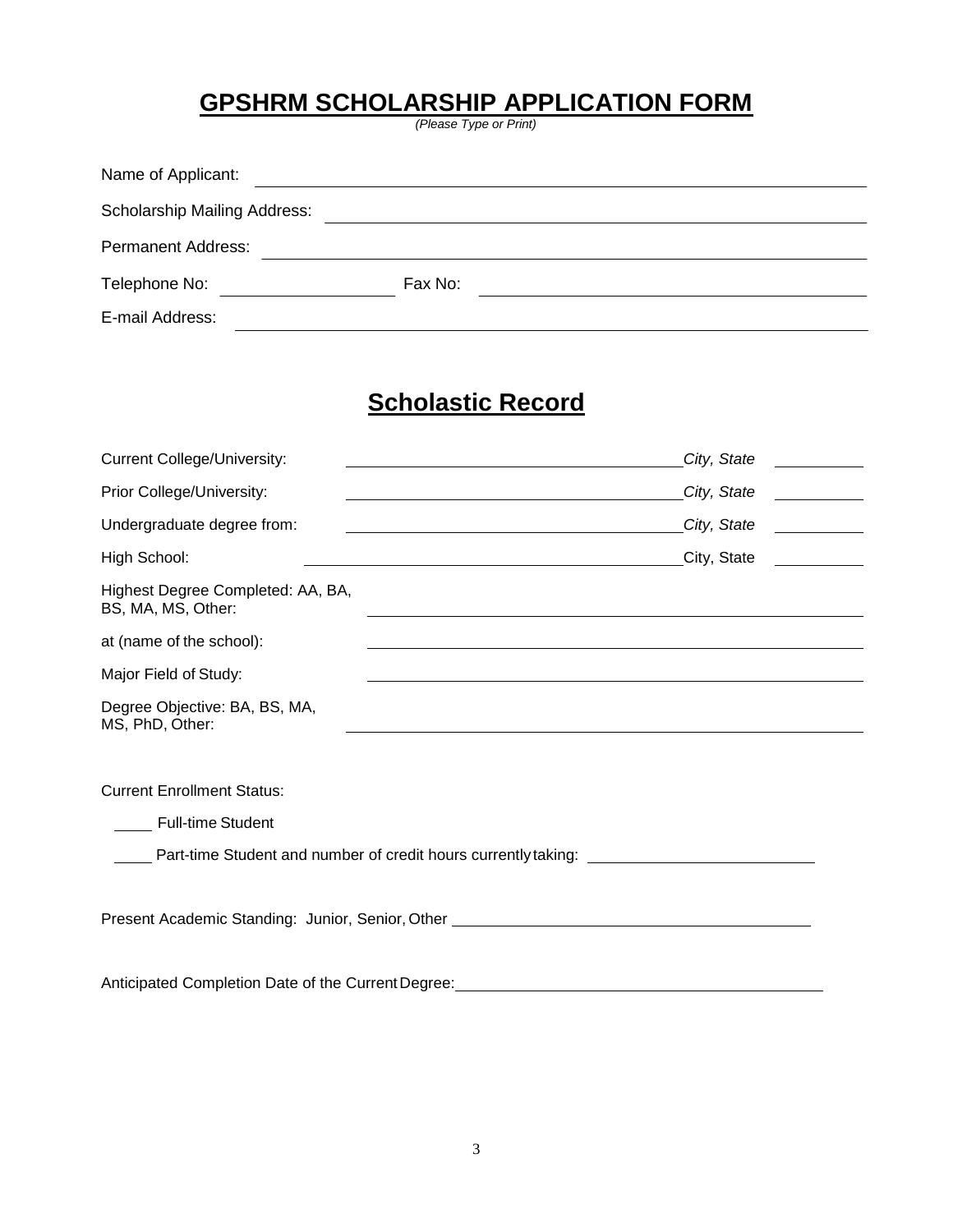# GPSHRM SCHOLARSHIP APPLICATION FORM

*(Please Type or Print)*

Name of Applicant: ____________________________________________

Scholarship Mailing Address: ____________________________________________

Permanent Address: ____________________________________________

Telephone No: ____________________ Fax No: ____________________________________________

E-mail Address: ____________________________________________

## Scholastic Record

Current College/University: ______________________________ *City, State* __________

Prior College/University: ______________________________ *City, State* __________

Undergraduate degree from: ______________________________ *City, State* __________

High School: ______________________________ City, State __________

Highest Degree Completed: AA, BA, BS, MA, MS, Other: ____________________________________________

at (name of the school): ____________________________________________

Major Field of Study: ____________________________________________

Degree Objective: BA, BS, MA, MS, PhD, Other: ____________________________________________

Current Enrollment Status:

_____ Full-time Student

_____ Part-time Student and number of credit hours currently taking: ______________________________

Present Academic Standing: Junior, Senior, Other ____________________________________________

Anticipated Completion Date of the Current Degree: ____________________________________________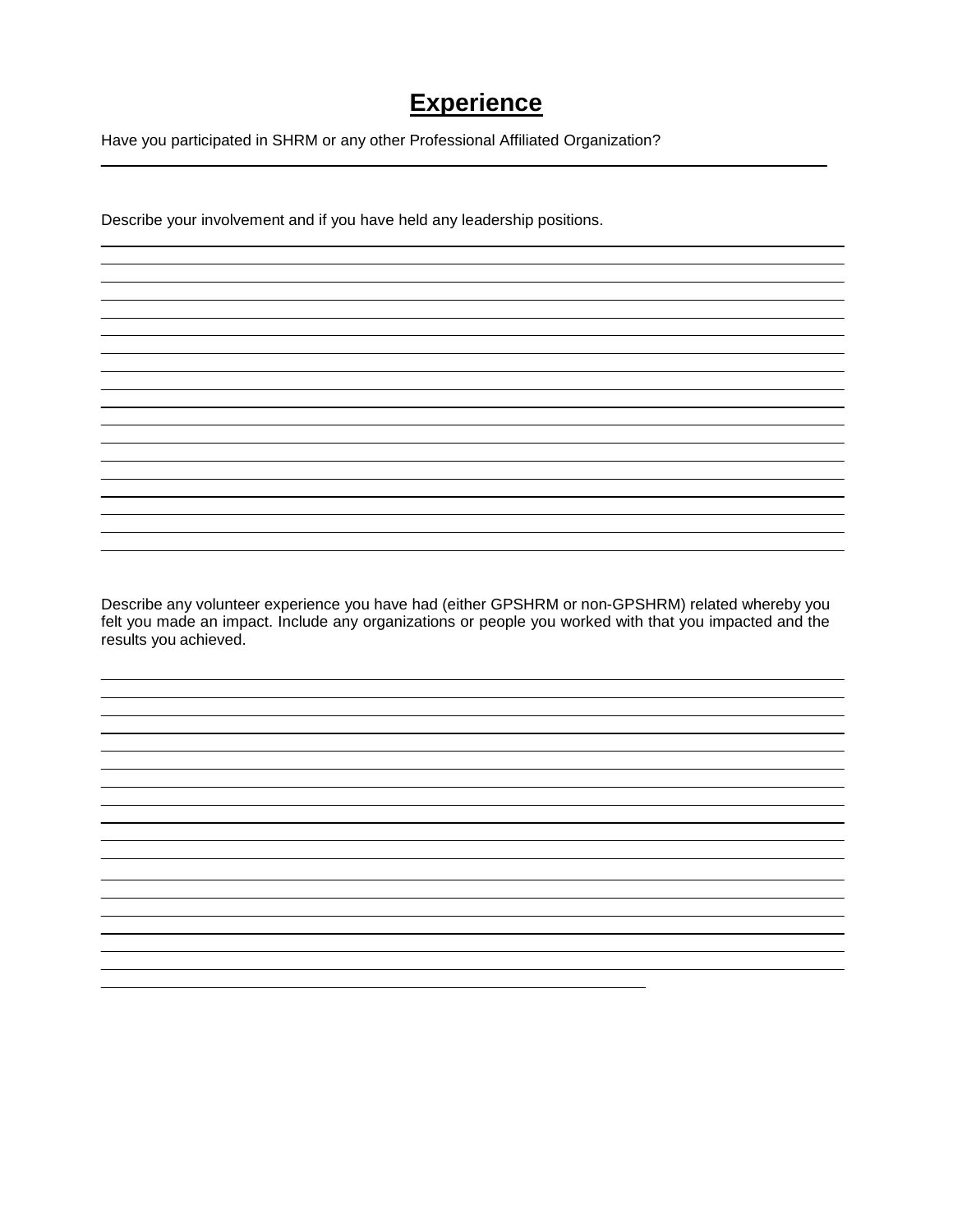# Experience

Have you participated in SHRM or any other Professional Affiliated Organization?

Describe your involvement and if you have held any leadership positions.

Describe any volunteer experience you have had (either GPSHRM or non-GPSHRM) related whereby you felt you made an impact. Include any organizations or people you worked with that you impacted and the results you achieved.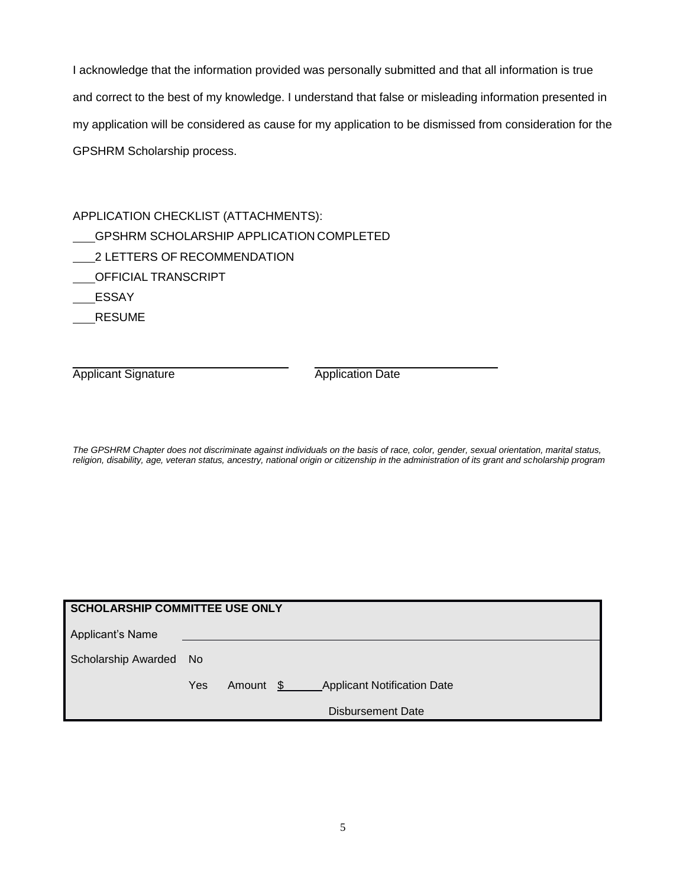I acknowledge that the information provided was personally submitted and that all information is true and correct to the best of my knowledge. I understand that false or misleading information presented in my application will be considered as cause for my application to be dismissed from consideration for the GPSHRM Scholarship process.

APPLICATION CHECKLIST (ATTACHMENTS):

___GPSHRM SCHOLARSHIP APPLICATION COMPLETED

___2 LETTERS OF RECOMMENDATION

___OFFICIAL TRANSCRIPT

___ESSAY

___RESUME

Applicant Signature ____________________ Application Date ____________________

*The GPSHRM Chapter does not discriminate against individuals on the basis of race, color, gender, sexual orientation, marital status, religion, disability, age, veteran status, ancestry, national origin or citizenship in the administration of its grant and scholarship program*

| **SCHOLARSHIP COMMITTEE USE ONLY** | | | |
|---|---|---|---|
| Applicant's Name | | | |
| Scholarship Awarded | No | | |
| | Yes | Amount $ | Applicant Notification Date |
| | | | Disbursement Date |